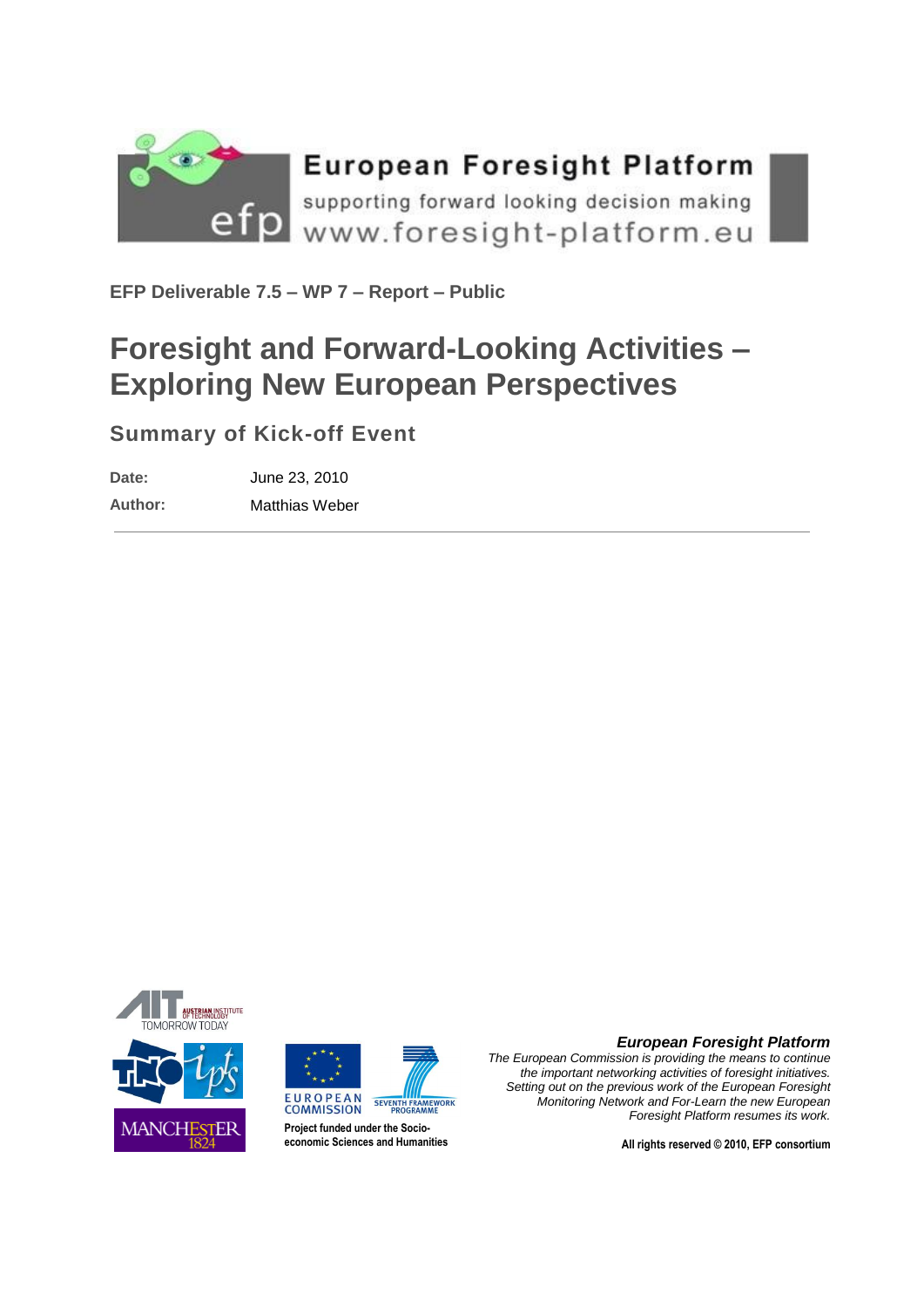European Foresight Platform

supporting forward looking decision making

www.foresight-platform.eu

**EFP Deliverable 7.5 – WP 7 – Report – Public**

# Foresight and Forward-Looking Activities – Exploring New European Perspectives

## Summary of Kick-off Event

| | |
|---|---|
| **Date:** | June 23, 2010 |
| **Author:** | Matthias Weber |

---

Project funded under the Socio-economic Sciences and Humanities

***European Foresight Platform***

*The European Commission is providing the means to continue the important networking activities of foresight initiatives. Setting out on the previous work of the European Foresight Monitoring Network and For-Learn the new European Foresight Platform resumes its work.*

**All rights reserved © 2010, EFP consortium**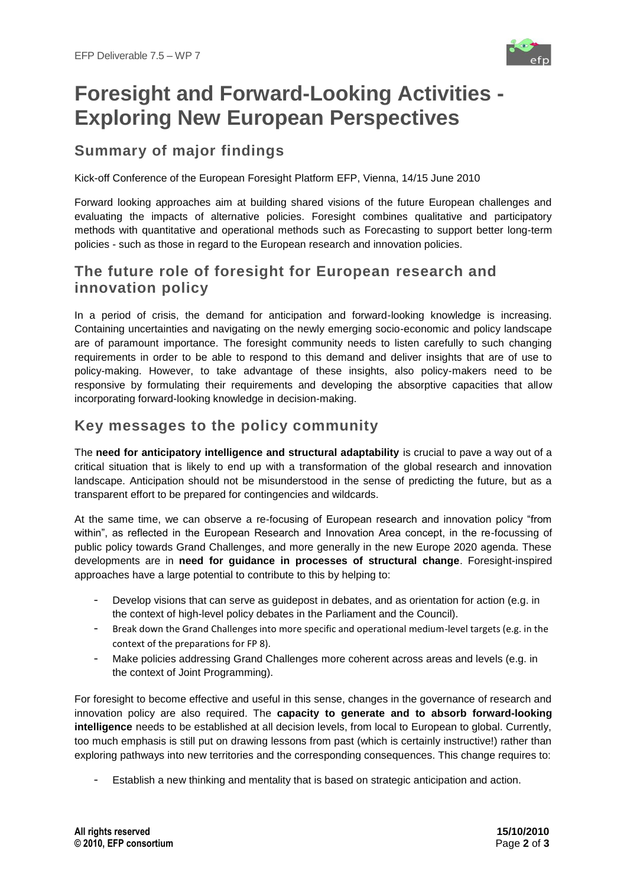# Foresight and Forward-Looking Activities - Exploring New European Perspectives

## Summary of major findings

Kick-off Conference of the European Foresight Platform EFP, Vienna, 14/15 June 2010

Forward looking approaches aim at building shared visions of the future European challenges and evaluating the impacts of alternative policies. Foresight combines qualitative and participatory methods with quantitative and operational methods such as Forecasting to support better long-term policies - such as those in regard to the European research and innovation policies.

## The future role of foresight for European research and innovation policy

In a period of crisis, the demand for anticipation and forward-looking knowledge is increasing. Containing uncertainties and navigating on the newly emerging socio-economic and policy landscape are of paramount importance. The foresight community needs to listen carefully to such changing requirements in order to be able to respond to this demand and deliver insights that are of use to policy-making. However, to take advantage of these insights, also policy-makers need to be responsive by formulating their requirements and developing the absorptive capacities that allow incorporating forward-looking knowledge in decision-making.

## Key messages to the policy community

The **need for anticipatory intelligence and structural adaptability** is crucial to pave a way out of a critical situation that is likely to end up with a transformation of the global research and innovation landscape. Anticipation should not be misunderstood in the sense of predicting the future, but as a transparent effort to be prepared for contingencies and wildcards.

At the same time, we can observe a re-focusing of European research and innovation policy "from within", as reflected in the European Research and Innovation Area concept, in the re-focussing of public policy towards Grand Challenges, and more generally in the new Europe 2020 agenda. These developments are in **need for guidance in processes of structural change**. Foresight-inspired approaches have a large potential to contribute to this by helping to:

- Develop visions that can serve as guidepost in debates, and as orientation for action (e.g. in the context of high-level policy debates in the Parliament and the Council).
- Break down the Grand Challenges into more specific and operational medium-level targets (e.g. in the context of the preparations for FP 8).
- Make policies addressing Grand Challenges more coherent across areas and levels (e.g. in the context of Joint Programming).

For foresight to become effective and useful in this sense, changes in the governance of research and innovation policy are also required. The **capacity to generate and to absorb forward-looking intelligence** needs to be established at all decision levels, from local to European to global. Currently, too much emphasis is still put on drawing lessons from past (which is certainly instructive!) rather than exploring pathways into new territories and the corresponding consequences. This change requires to:

- Establish a new thinking and mentality that is based on strategic anticipation and action.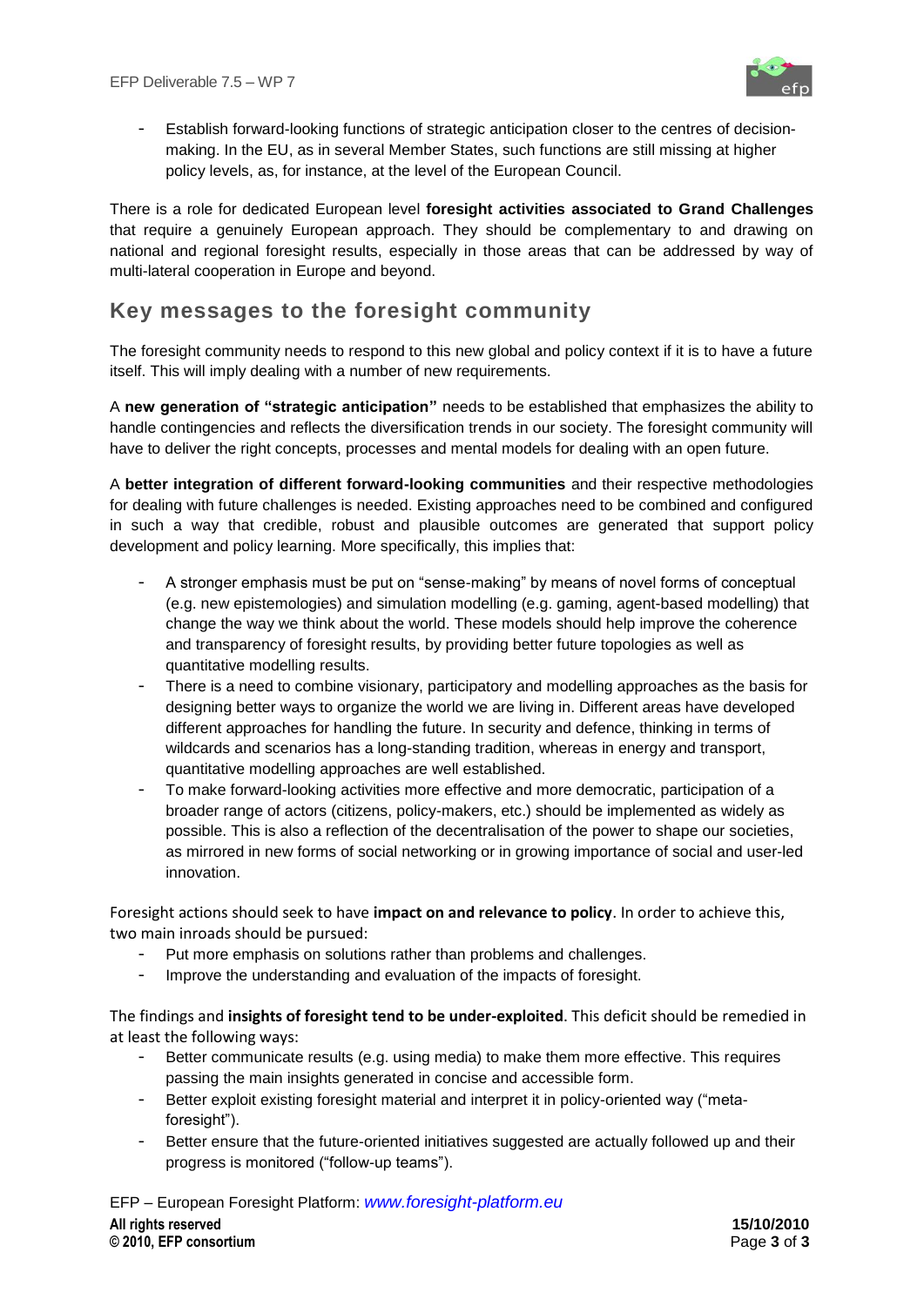- Establish forward-looking functions of strategic anticipation closer to the centres of decision-making. In the EU, as in several Member States, such functions are still missing at higher policy levels, as, for instance, at the level of the European Council.

There is a role for dedicated European level **foresight activities associated to Grand Challenges** that require a genuinely European approach. They should be complementary to and drawing on national and regional foresight results, especially in those areas that can be addressed by way of multi-lateral cooperation in Europe and beyond.

## Key messages to the foresight community

The foresight community needs to respond to this new global and policy context if it is to have a future itself. This will imply dealing with a number of new requirements.

A **new generation of "strategic anticipation"** needs to be established that emphasizes the ability to handle contingencies and reflects the diversification trends in our society. The foresight community will have to deliver the right concepts, processes and mental models for dealing with an open future.

A **better integration of different forward-looking communities** and their respective methodologies for dealing with future challenges is needed. Existing approaches need to be combined and configured in such a way that credible, robust and plausible outcomes are generated that support policy development and policy learning. More specifically, this implies that:

- A stronger emphasis must be put on "sense-making" by means of novel forms of conceptual (e.g. new epistemologies) and simulation modelling (e.g. gaming, agent-based modelling) that change the way we think about the world. These models should help improve the coherence and transparency of foresight results, by providing better future topologies as well as quantitative modelling results.
- There is a need to combine visionary, participatory and modelling approaches as the basis for designing better ways to organize the world we are living in. Different areas have developed different approaches for handling the future. In security and defence, thinking in terms of wildcards and scenarios has a long-standing tradition, whereas in energy and transport, quantitative modelling approaches are well established.
- To make forward-looking activities more effective and more democratic, participation of a broader range of actors (citizens, policy-makers, etc.) should be implemented as widely as possible. This is also a reflection of the decentralisation of the power to shape our societies, as mirrored in new forms of social networking or in growing importance of social and user-led innovation.

Foresight actions should seek to have **impact on and relevance to policy**. In order to achieve this, two main inroads should be pursued:

- Put more emphasis on solutions rather than problems and challenges.
- Improve the understanding and evaluation of the impacts of foresight.

The findings and **insights of foresight tend to be under-exploited**. This deficit should be remedied in at least the following ways:

- Better communicate results (e.g. using media) to make them more effective. This requires passing the main insights generated in concise and accessible form.
- Better exploit existing foresight material and interpret it in policy-oriented way ("meta-foresight").
- Better ensure that the future-oriented initiatives suggested are actually followed up and their progress is monitored ("follow-up teams").